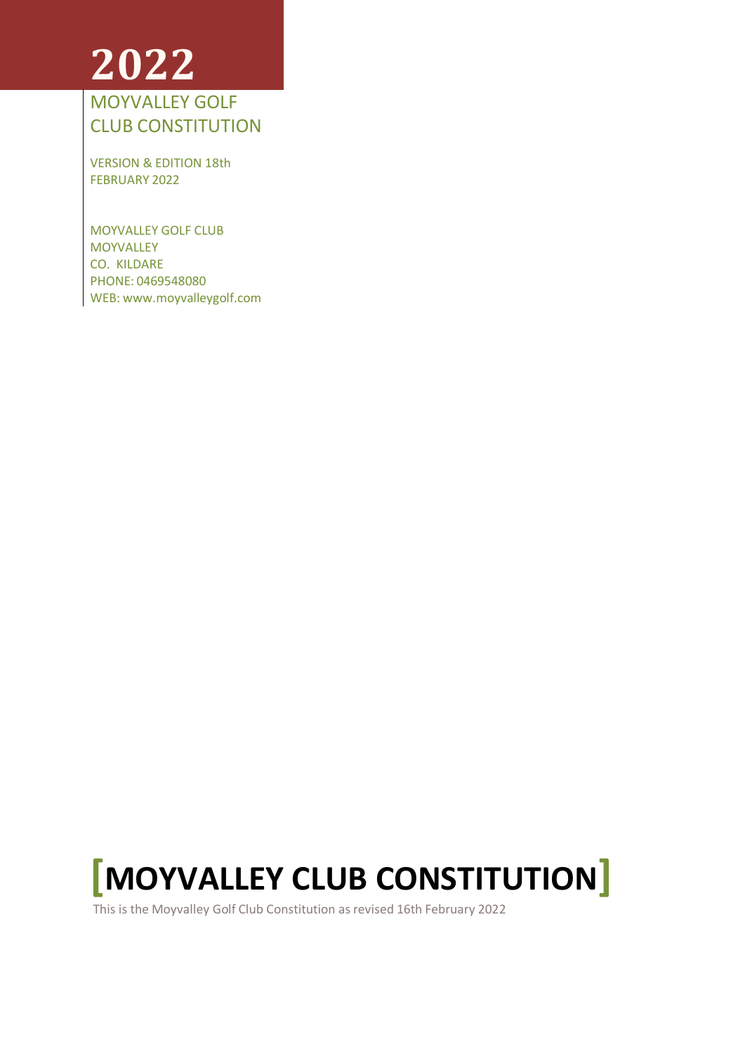# 2022

## MOYVALLEY GOLF CLUB CONSTITUTION

VERSION & EDITION 18th FEBRUARY 2022

MOYVALLEY GOLF CLUB
MOYVALLEY
CO. KILDARE
PHONE: 0469548080
WEB: www.moyvalleygolf.com

# [MOYVALLEY CLUB CONSTITUTION]

This is the Moyvalley Golf Club Constitution as revised 16th February 2022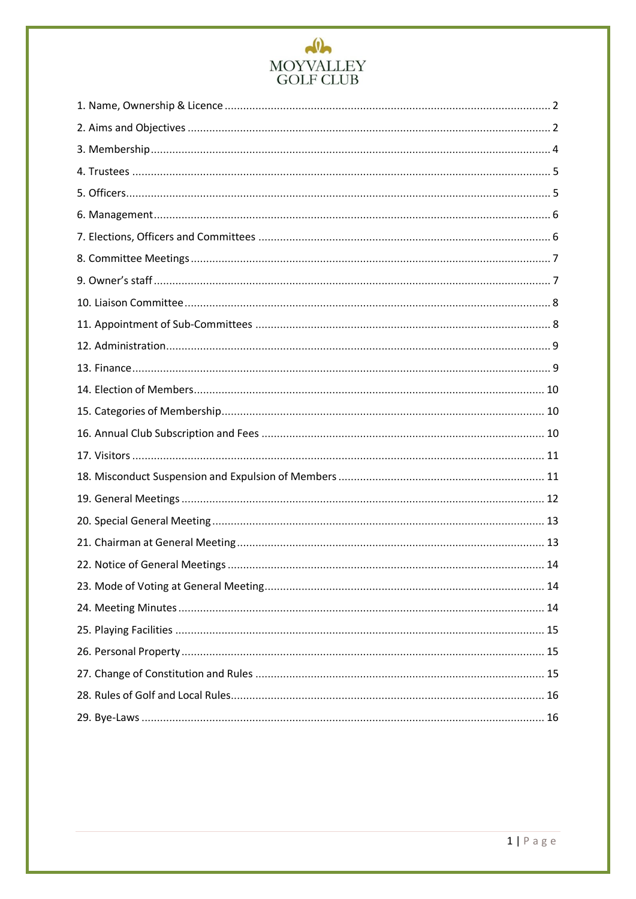MOYVALLEY GOLF CLUB

1. Name, Ownership & Licence ........ 2
2. Aims and Objectives ........ 2
3. Membership ........ 4
4. Trustees ........ 5
5. Officers ........ 5
6. Management ........ 6
7. Elections, Officers and Committees ........ 6
8. Committee Meetings ........ 7
9. Owner's staff ........ 7
10. Liaison Committee ........ 8
11. Appointment of Sub-Committees ........ 8
12. Administration ........ 9
13. Finance ........ 9
14. Election of Members ........ 10
15. Categories of Membership ........ 10
16. Annual Club Subscription and Fees ........ 10
17. Visitors ........ 11
18. Misconduct Suspension and Expulsion of Members ........ 11
19. General Meetings ........ 12
20. Special General Meeting ........ 13
21. Chairman at General Meeting ........ 13
22. Notice of General Meetings ........ 14
23. Mode of Voting at General Meeting ........ 14
24. Meeting Minutes ........ 14
25. Playing Facilities ........ 15
26. Personal Property ........ 15
27. Change of Constitution and Rules ........ 15
28. Rules of Golf and Local Rules ........ 16
29. Bye-Laws ........ 16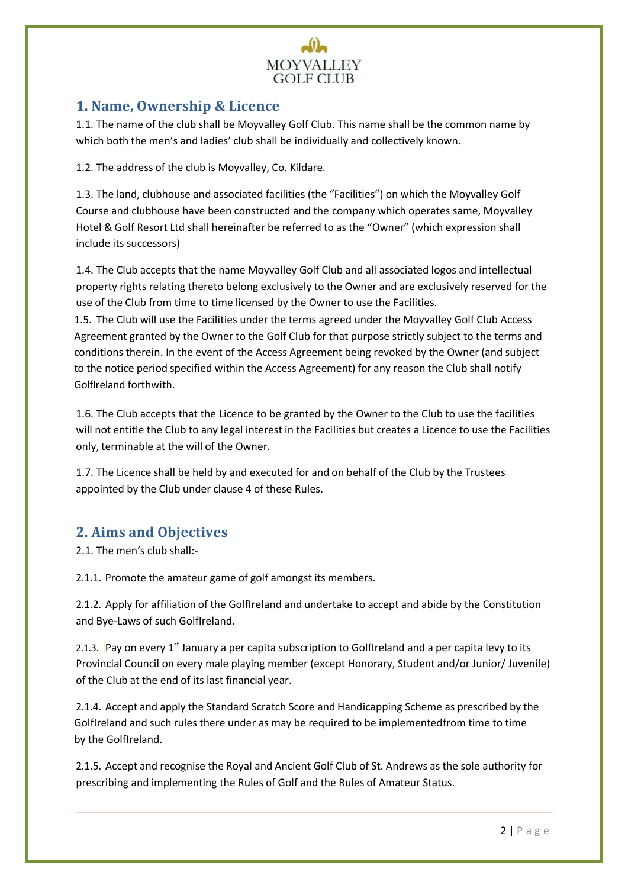## 1. Name, Ownership & Licence

1.1. The name of the club shall be Moyvalley Golf Club. This name shall be the common name by which both the men's and ladies' club shall be individually and collectively known.

1.2. The address of the club is Moyvalley, Co. Kildare.

1.3. The land, clubhouse and associated facilities (the "Facilities") on which the Moyvalley Golf Course and clubhouse have been constructed and the company which operates same, Moyvalley Hotel & Golf Resort Ltd shall hereinafter be referred to as the "Owner" (which expression shall include its successors)

1.4. The Club accepts that the name Moyvalley Golf Club and all associated logos and intellectual property rights relating thereto belong exclusively to the Owner and are exclusively reserved for the use of the Club from time to time licensed by the Owner to use the Facilities.

1.5. The Club will use the Facilities under the terms agreed under the Moyvalley Golf Club Access Agreement granted by the Owner to the Golf Club for that purpose strictly subject to the terms and conditions therein. In the event of the Access Agreement being revoked by the Owner (and subject to the notice period specified within the Access Agreement) for any reason the Club shall notify GolfIreland forthwith.

1.6. The Club accepts that the Licence to be granted by the Owner to the Club to use the facilities will not entitle the Club to any legal interest in the Facilities but creates a Licence to use the Facilities only, terminable at the will of the Owner.

1.7. The Licence shall be held by and executed for and on behalf of the Club by the Trustees appointed by the Club under clause 4 of these Rules.

## 2. Aims and Objectives

2.1. The men's club shall:-

2.1.1. Promote the amateur game of golf amongst its members.

2.1.2. Apply for affiliation of the GolfIreland and undertake to accept and abide by the Constitution and Bye-Laws of such GolfIreland.

2.1.3. Pay on every 1st January a per capita subscription to GolfIreland and a per capita levy to its Provincial Council on every male playing member (except Honorary, Student and/or Junior/ Juvenile) of the Club at the end of its last financial year.

2.1.4. Accept and apply the Standard Scratch Score and Handicapping Scheme as prescribed by the GolfIreland and such rules there under as may be required to be implementedfrom time to time by the GolfIreland.

2.1.5. Accept and recognise the Royal and Ancient Golf Club of St. Andrews as the sole authority for prescribing and implementing the Rules of Golf and the Rules of Amateur Status.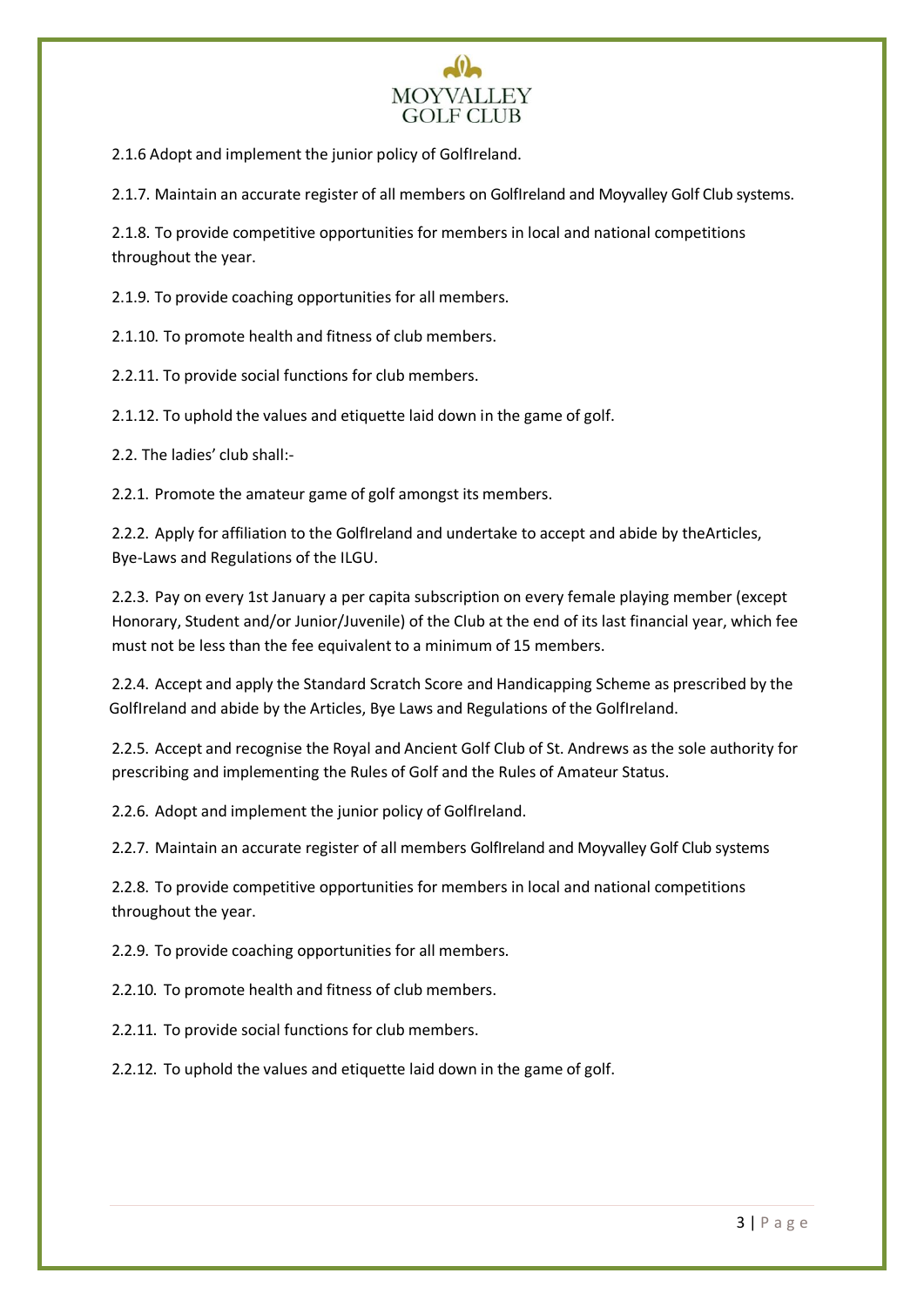2.1.6 Adopt and implement the junior policy of GolfIreland.

2.1.7. Maintain an accurate register of all members on GolfIreland and Moyvalley Golf Club systems.

2.1.8. To provide competitive opportunities for members in local and national competitions throughout the year.

2.1.9. To provide coaching opportunities for all members.

2.1.10. To promote health and fitness of club members.

2.2.11. To provide social functions for club members.

2.1.12. To uphold the values and etiquette laid down in the game of golf.

2.2. The ladies' club shall:-

2.2.1. Promote the amateur game of golf amongst its members.

2.2.2. Apply for affiliation to the GolfIreland and undertake to accept and abide by theArticles, Bye-Laws and Regulations of the ILGU.

2.2.3. Pay on every 1st January a per capita subscription on every female playing member (except Honorary, Student and/or Junior/Juvenile) of the Club at the end of its last financial year, which fee must not be less than the fee equivalent to a minimum of 15 members.

2.2.4. Accept and apply the Standard Scratch Score and Handicapping Scheme as prescribed by the GolfIreland and abide by the Articles, Bye Laws and Regulations of the GolfIreland.

2.2.5. Accept and recognise the Royal and Ancient Golf Club of St. Andrews as the sole authority for prescribing and implementing the Rules of Golf and the Rules of Amateur Status.

2.2.6. Adopt and implement the junior policy of GolfIreland.

2.2.7. Maintain an accurate register of all members GolfIreland and Moyvalley Golf Club systems

2.2.8. To provide competitive opportunities for members in local and national competitions throughout the year.

2.2.9. To provide coaching opportunities for all members.

2.2.10. To promote health and fitness of club members.

2.2.11. To provide social functions for club members.

2.2.12. To uphold the values and etiquette laid down in the game of golf.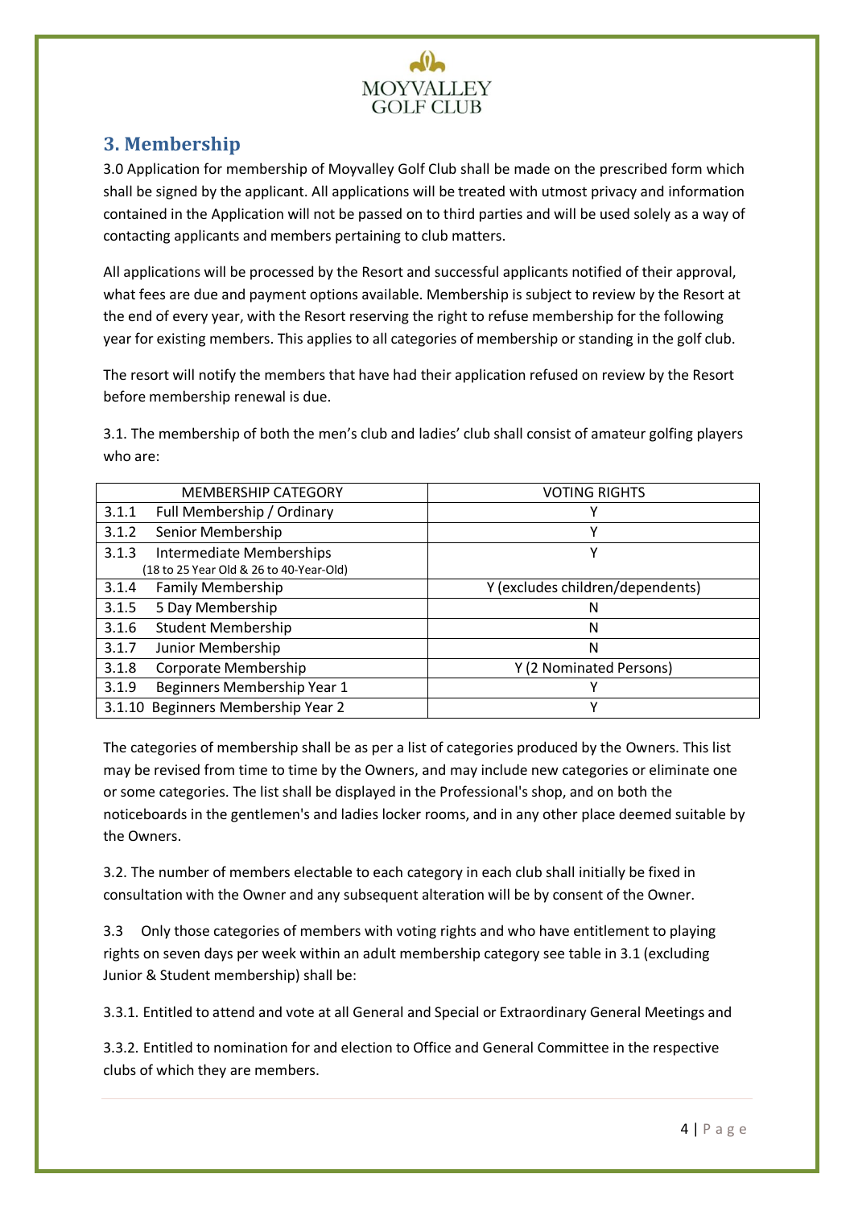## 3. Membership

3.0 Application for membership of Moyvalley Golf Club shall be made on the prescribed form which shall be signed by the applicant. All applications will be treated with utmost privacy and information contained in the Application will not be passed on to third parties and will be used solely as a way of contacting applicants and members pertaining to club matters.

All applications will be processed by the Resort and successful applicants notified of their approval, what fees are due and payment options available. Membership is subject to review by the Resort at the end of every year, with the Resort reserving the right to refuse membership for the following year for existing members. This applies to all categories of membership or standing in the golf club.

The resort will notify the members that have had their application refused on review by the Resort before membership renewal is due.

3.1. The membership of both the men's club and ladies' club shall consist of amateur golfing players who are:

| MEMBERSHIP CATEGORY | VOTING RIGHTS |
|---|---|
| 3.1.1 Full Membership / Ordinary | Y |
| 3.1.2 Senior Membership | Y |
| 3.1.3 Intermediate Memberships (18 to 25 Year Old & 26 to 40-Year-Old) | Y |
| 3.1.4 Family Membership | Y (excludes children/dependents) |
| 3.1.5 5 Day Membership | N |
| 3.1.6 Student Membership | N |
| 3.1.7 Junior Membership | N |
| 3.1.8 Corporate Membership | Y (2 Nominated Persons) |
| 3.1.9 Beginners Membership Year 1 | Y |
| 3.1.10 Beginners Membership Year 2 | Y |

The categories of membership shall be as per a list of categories produced by the Owners. This list may be revised from time to time by the Owners, and may include new categories or eliminate one or some categories. The list shall be displayed in the Professional's shop, and on both the noticeboards in the gentlemen's and ladies locker rooms, and in any other place deemed suitable by the Owners.

3.2. The number of members electable to each category in each club shall initially be fixed in consultation with the Owner and any subsequent alteration will be by consent of the Owner.

3.3 Only those categories of members with voting rights and who have entitlement to playing rights on seven days per week within an adult membership category see table in 3.1 (excluding Junior & Student membership) shall be:

3.3.1. Entitled to attend and vote at all General and Special or Extraordinary General Meetings and

3.3.2. Entitled to nomination for and election to Office and General Committee in the respective clubs of which they are members.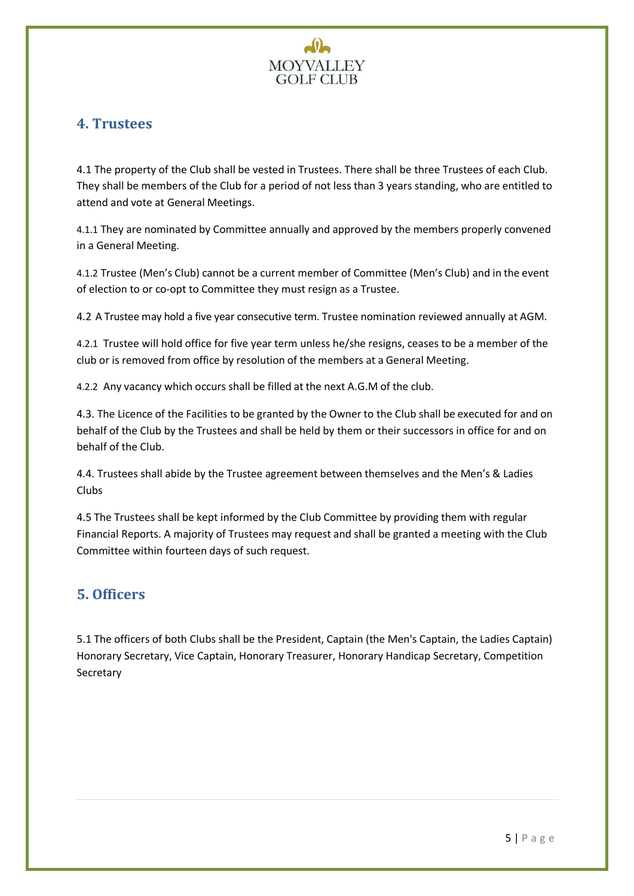## 4. Trustees

4.1 The property of the Club shall be vested in Trustees. There shall be three Trustees of each Club. They shall be members of the Club for a period of not less than 3 years standing, who are entitled to attend and vote at General Meetings.

4.1.1 They are nominated by Committee annually and approved by the members properly convened in a General Meeting.

4.1.2 Trustee (Men's Club) cannot be a current member of Committee (Men's Club) and in the event of election to or co-opt to Committee they must resign as a Trustee.

4.2 A Trustee may hold a five year consecutive term. Trustee nomination reviewed annually at AGM.

4.2.1 Trustee will hold office for five year term unless he/she resigns, ceases to be a member of the club or is removed from office by resolution of the members at a General Meeting.

4.2.2 Any vacancy which occurs shall be filled at the next A.G.M of the club.

4.3. The Licence of the Facilities to be granted by the Owner to the Club shall be executed for and on behalf of the Club by the Trustees and shall be held by them or their successors in office for and on behalf of the Club.

4.4. Trustees shall abide by the Trustee agreement between themselves and the Men's & Ladies Clubs

4.5 The Trustees shall be kept informed by the Club Committee by providing them with regular Financial Reports. A majority of Trustees may request and shall be granted a meeting with the Club Committee within fourteen days of such request.

## 5. Officers

5.1 The officers of both Clubs shall be the President, Captain (the Men's Captain, the Ladies Captain) Honorary Secretary, Vice Captain, Honorary Treasurer, Honorary Handicap Secretary, Competition Secretary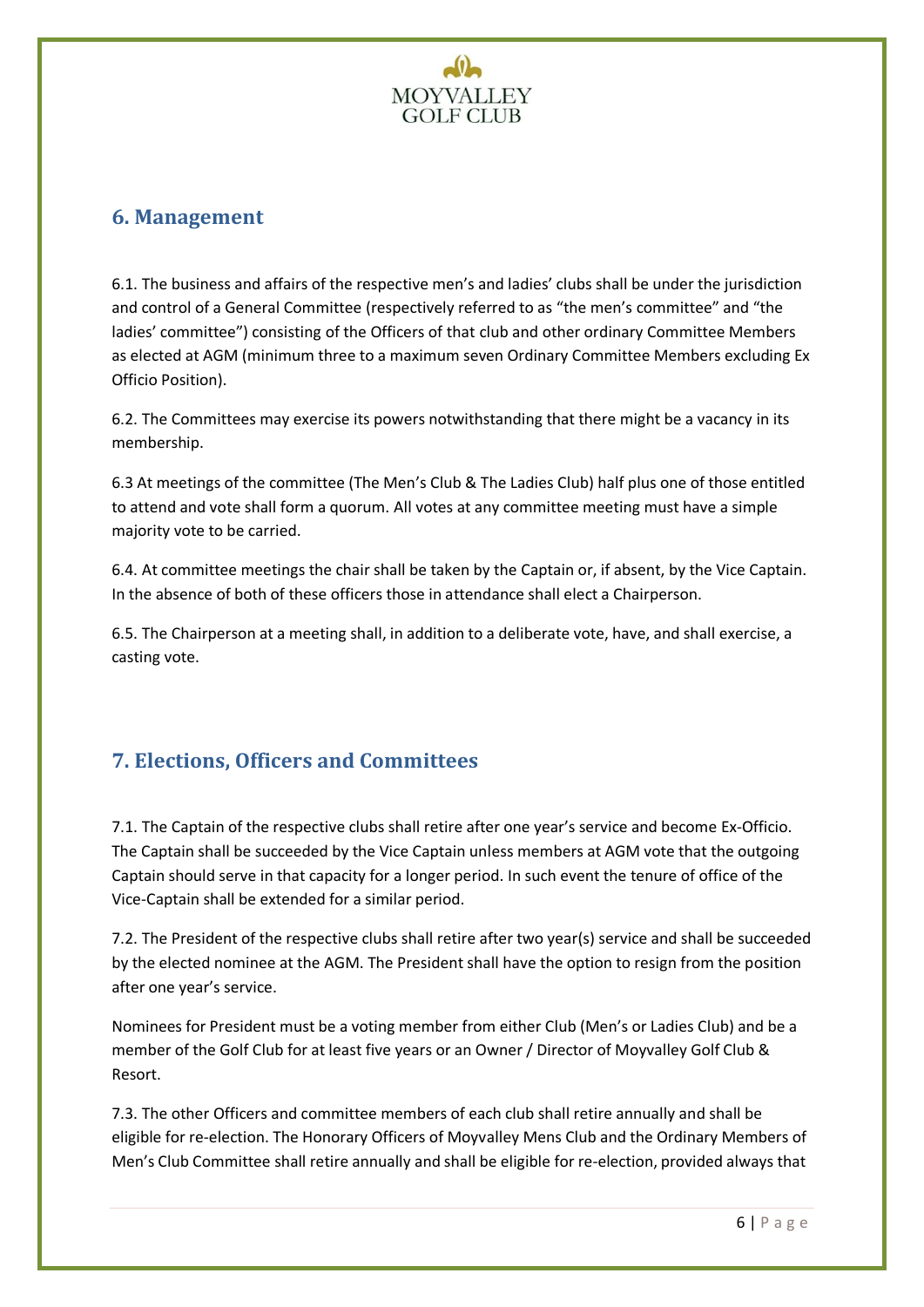## 6. Management

6.1. The business and affairs of the respective men's and ladies' clubs shall be under the jurisdiction and control of a General Committee (respectively referred to as "the men's committee" and "the ladies' committee") consisting of the Officers of that club and other ordinary Committee Members as elected at AGM (minimum three to a maximum seven Ordinary Committee Members excluding Ex Officio Position).

6.2. The Committees may exercise its powers notwithstanding that there might be a vacancy in its membership.

6.3 At meetings of the committee (The Men's Club & The Ladies Club) half plus one of those entitled to attend and vote shall form a quorum. All votes at any committee meeting must have a simple majority vote to be carried.

6.4. At committee meetings the chair shall be taken by the Captain or, if absent, by the Vice Captain. In the absence of both of these officers those in attendance shall elect a Chairperson.

6.5. The Chairperson at a meeting shall, in addition to a deliberate vote, have, and shall exercise, a casting vote.

## 7. Elections, Officers and Committees

7.1. The Captain of the respective clubs shall retire after one year's service and become Ex-Officio. The Captain shall be succeeded by the Vice Captain unless members at AGM vote that the outgoing Captain should serve in that capacity for a longer period. In such event the tenure of office of the Vice-Captain shall be extended for a similar period.

7.2. The President of the respective clubs shall retire after two year(s) service and shall be succeeded by the elected nominee at the AGM. The President shall have the option to resign from the position after one year's service.

Nominees for President must be a voting member from either Club (Men's or Ladies Club) and be a member of the Golf Club for at least five years or an Owner / Director of Moyvalley Golf Club & Resort.

7.3. The other Officers and committee members of each club shall retire annually and shall be eligible for re-election. The Honorary Officers of Moyvalley Mens Club and the Ordinary Members of Men's Club Committee shall retire annually and shall be eligible for re-election, provided always that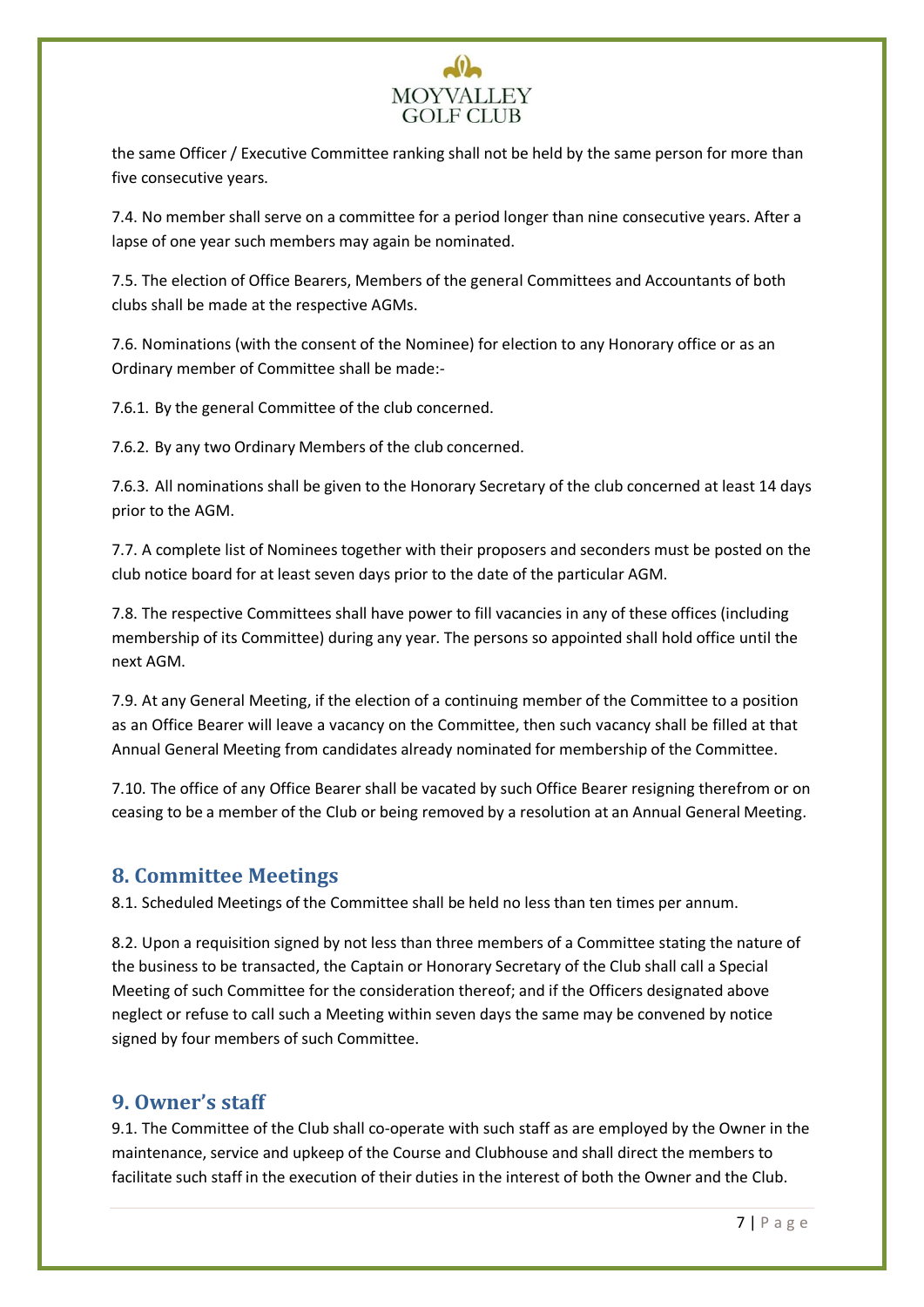the same Officer / Executive Committee ranking shall not be held by the same person for more than five consecutive years.

7.4. No member shall serve on a committee for a period longer than nine consecutive years. After a lapse of one year such members may again be nominated.

7.5. The election of Office Bearers, Members of the general Committees and Accountants of both clubs shall be made at the respective AGMs.

7.6. Nominations (with the consent of the Nominee) for election to any Honorary office or as an Ordinary member of Committee shall be made:-

7.6.1. By the general Committee of the club concerned.

7.6.2. By any two Ordinary Members of the club concerned.

7.6.3. All nominations shall be given to the Honorary Secretary of the club concerned at least 14 days prior to the AGM.

7.7. A complete list of Nominees together with their proposers and seconders must be posted on the club notice board for at least seven days prior to the date of the particular AGM.

7.8. The respective Committees shall have power to fill vacancies in any of these offices (including membership of its Committee) during any year. The persons so appointed shall hold office until the next AGM.

7.9. At any General Meeting, if the election of a continuing member of the Committee to a position as an Office Bearer will leave a vacancy on the Committee, then such vacancy shall be filled at that Annual General Meeting from candidates already nominated for membership of the Committee.

7.10. The office of any Office Bearer shall be vacated by such Office Bearer resigning therefrom or on ceasing to be a member of the Club or being removed by a resolution at an Annual General Meeting.

## 8. Committee Meetings

8.1. Scheduled Meetings of the Committee shall be held no less than ten times per annum.

8.2. Upon a requisition signed by not less than three members of a Committee stating the nature of the business to be transacted, the Captain or Honorary Secretary of the Club shall call a Special Meeting of such Committee for the consideration thereof; and if the Officers designated above neglect or refuse to call such a Meeting within seven days the same may be convened by notice signed by four members of such Committee.

## 9. Owner's staff

9.1. The Committee of the Club shall co-operate with such staff as are employed by the Owner in the maintenance, service and upkeep of the Course and Clubhouse and shall direct the members to facilitate such staff in the execution of their duties in the interest of both the Owner and the Club.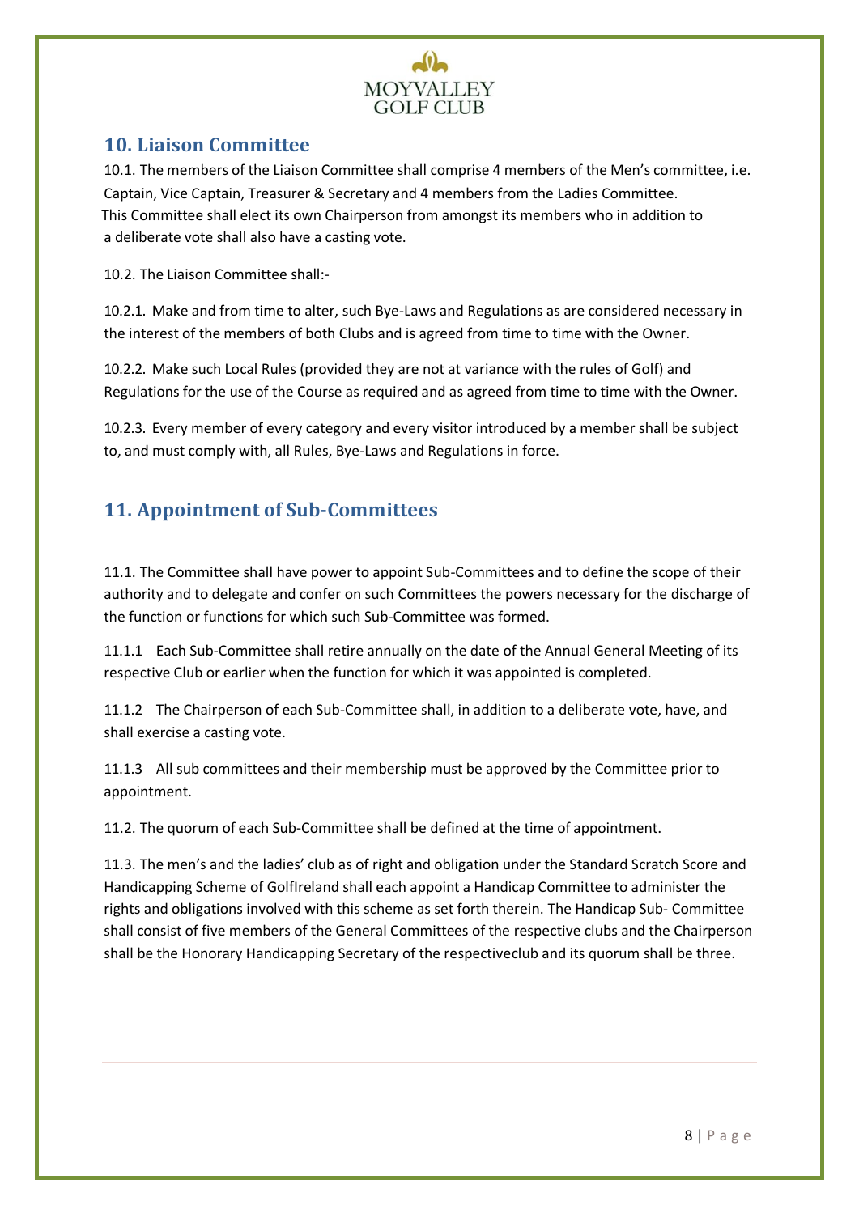## 10. Liaison Committee

10.1. The members of the Liaison Committee shall comprise 4 members of the Men's committee, i.e. Captain, Vice Captain, Treasurer & Secretary and 4 members from the Ladies Committee. This Committee shall elect its own Chairperson from amongst its members who in addition to a deliberate vote shall also have a casting vote.

10.2. The Liaison Committee shall:-

10.2.1. Make and from time to alter, such Bye-Laws and Regulations as are considered necessary in the interest of the members of both Clubs and is agreed from time to time with the Owner.

10.2.2. Make such Local Rules (provided they are not at variance with the rules of Golf) and Regulations for the use of the Course as required and as agreed from time to time with the Owner.

10.2.3. Every member of every category and every visitor introduced by a member shall be subject to, and must comply with, all Rules, Bye-Laws and Regulations in force.

## 11. Appointment of Sub-Committees

11.1. The Committee shall have power to appoint Sub-Committees and to define the scope of their authority and to delegate and confer on such Committees the powers necessary for the discharge of the function or functions for which such Sub-Committee was formed.

11.1.1 Each Sub-Committee shall retire annually on the date of the Annual General Meeting of its respective Club or earlier when the function for which it was appointed is completed.

11.1.2 The Chairperson of each Sub-Committee shall, in addition to a deliberate vote, have, and shall exercise a casting vote.

11.1.3 All sub committees and their membership must be approved by the Committee prior to appointment.

11.2. The quorum of each Sub-Committee shall be defined at the time of appointment.

11.3. The men's and the ladies' club as of right and obligation under the Standard Scratch Score and Handicapping Scheme of GolfIreland shall each appoint a Handicap Committee to administer the rights and obligations involved with this scheme as set forth therein. The Handicap Sub- Committee shall consist of five members of the General Committees of the respective clubs and the Chairperson shall be the Honorary Handicapping Secretary of the respectiveclub and its quorum shall be three.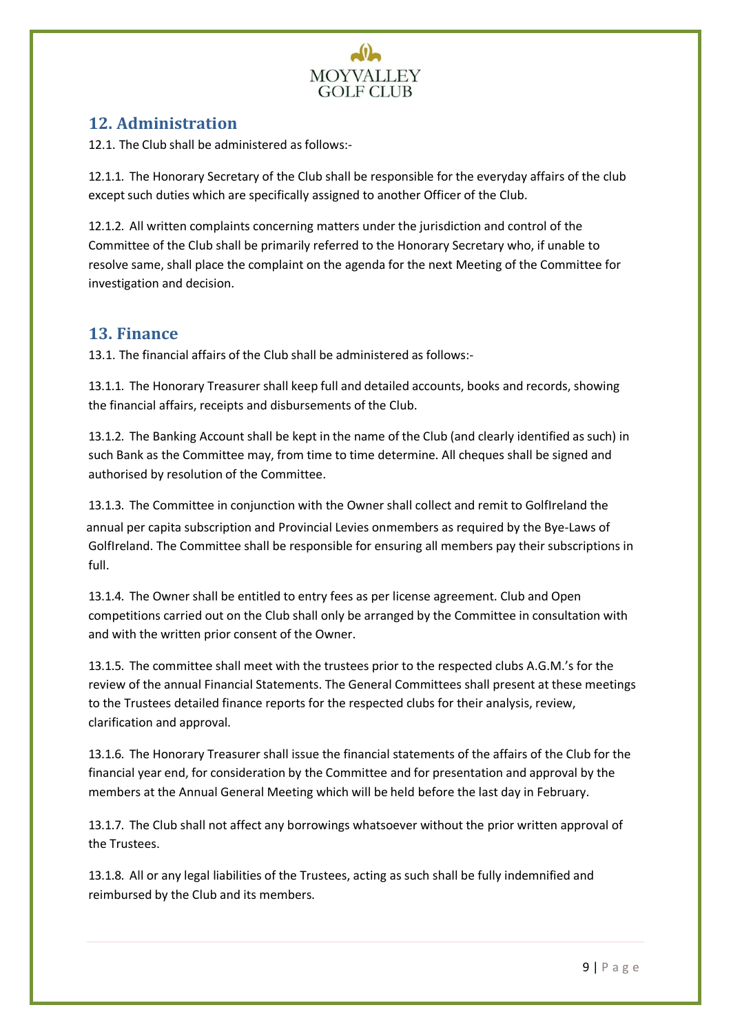## 12. Administration

12.1. The Club shall be administered as follows:-

12.1.1. The Honorary Secretary of the Club shall be responsible for the everyday affairs of the club except such duties which are specifically assigned to another Officer of the Club.

12.1.2. All written complaints concerning matters under the jurisdiction and control of the Committee of the Club shall be primarily referred to the Honorary Secretary who, if unable to resolve same, shall place the complaint on the agenda for the next Meeting of the Committee for investigation and decision.

## 13. Finance

13.1. The financial affairs of the Club shall be administered as follows:-

13.1.1. The Honorary Treasurer shall keep full and detailed accounts, books and records, showing the financial affairs, receipts and disbursements of the Club.

13.1.2. The Banking Account shall be kept in the name of the Club (and clearly identified as such) in such Bank as the Committee may, from time to time determine. All cheques shall be signed and authorised by resolution of the Committee.

13.1.3. The Committee in conjunction with the Owner shall collect and remit to GolfIreland the annual per capita subscription and Provincial Levies onmembers as required by the Bye-Laws of GolfIreland. The Committee shall be responsible for ensuring all members pay their subscriptions in full.

13.1.4. The Owner shall be entitled to entry fees as per license agreement. Club and Open competitions carried out on the Club shall only be arranged by the Committee in consultation with and with the written prior consent of the Owner.

13.1.5. The committee shall meet with the trustees prior to the respected clubs A.G.M.'s for the review of the annual Financial Statements. The General Committees shall present at these meetings to the Trustees detailed finance reports for the respected clubs for their analysis, review, clarification and approval.

13.1.6. The Honorary Treasurer shall issue the financial statements of the affairs of the Club for the financial year end, for consideration by the Committee and for presentation and approval by the members at the Annual General Meeting which will be held before the last day in February.

13.1.7. The Club shall not affect any borrowings whatsoever without the prior written approval of the Trustees.

13.1.8. All or any legal liabilities of the Trustees, acting as such shall be fully indemnified and reimbursed by the Club and its members.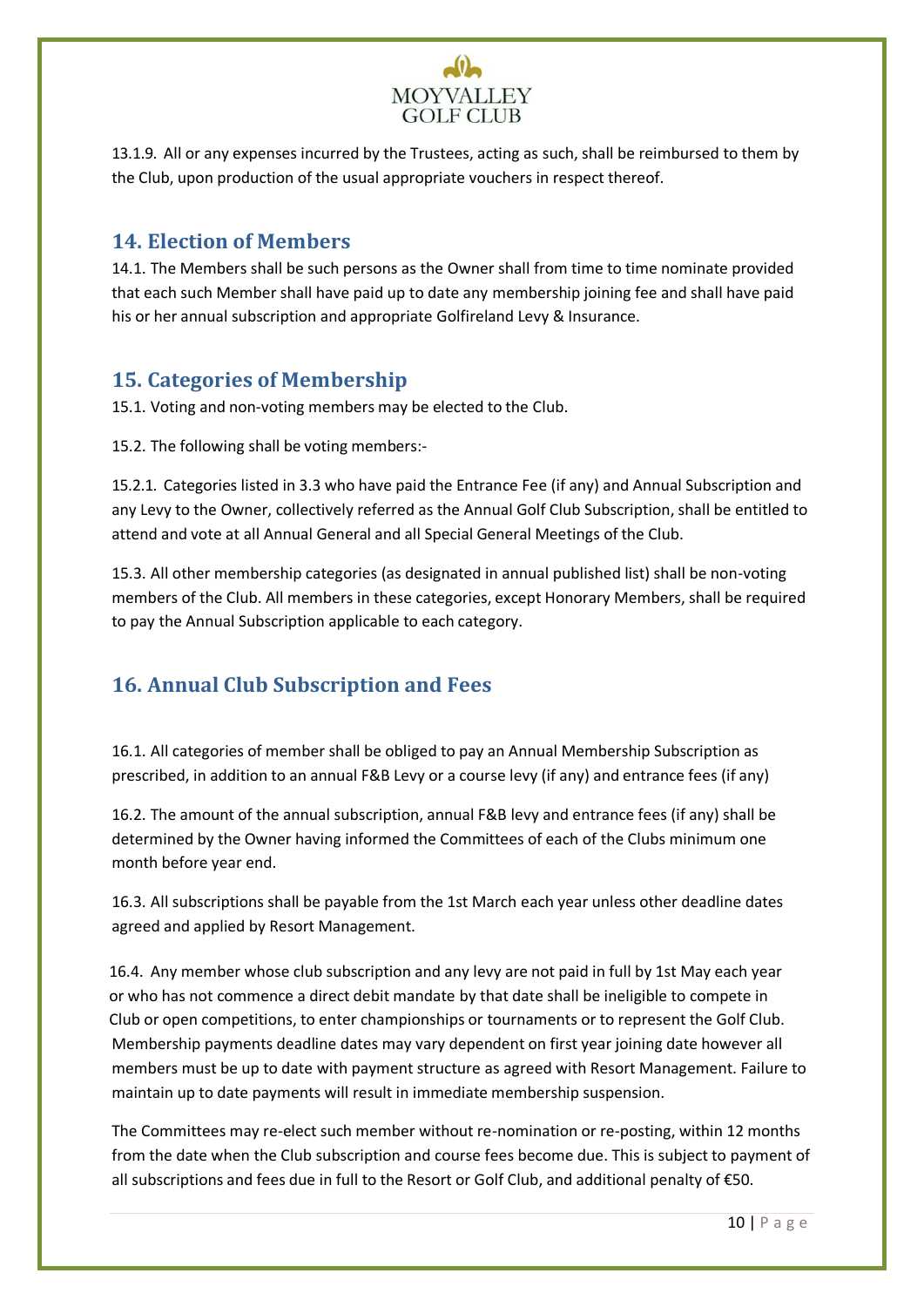13.1.9. All or any expenses incurred by the Trustees, acting as such, shall be reimbursed to them by the Club, upon production of the usual appropriate vouchers in respect thereof.

## 14. Election of Members

14.1. The Members shall be such persons as the Owner shall from time to time nominate provided that each such Member shall have paid up to date any membership joining fee and shall have paid his or her annual subscription and appropriate Golfireland Levy & Insurance.

## 15. Categories of Membership

15.1. Voting and non-voting members may be elected to the Club.

15.2. The following shall be voting members:-

15.2.1. Categories listed in 3.3 who have paid the Entrance Fee (if any) and Annual Subscription and any Levy to the Owner, collectively referred as the Annual Golf Club Subscription, shall be entitled to attend and vote at all Annual General and all Special General Meetings of the Club.

15.3. All other membership categories (as designated in annual published list) shall be non-voting members of the Club. All members in these categories, except Honorary Members, shall be required to pay the Annual Subscription applicable to each category.

## 16. Annual Club Subscription and Fees

16.1. All categories of member shall be obliged to pay an Annual Membership Subscription as prescribed, in addition to an annual F&B Levy or a course levy (if any) and entrance fees (if any)

16.2. The amount of the annual subscription, annual F&B levy and entrance fees (if any) shall be determined by the Owner having informed the Committees of each of the Clubs minimum one month before year end.

16.3. All subscriptions shall be payable from the 1st March each year unless other deadline dates agreed and applied by Resort Management.

16.4. Any member whose club subscription and any levy are not paid in full by 1st May each year or who has not commence a direct debit mandate by that date shall be ineligible to compete in Club or open competitions, to enter championships or tournaments or to represent the Golf Club. Membership payments deadline dates may vary dependent on first year joining date however all members must be up to date with payment structure as agreed with Resort Management. Failure to maintain up to date payments will result in immediate membership suspension.

The Committees may re-elect such member without re-nomination or re-posting, within 12 months from the date when the Club subscription and course fees become due. This is subject to payment of all subscriptions and fees due in full to the Resort or Golf Club, and additional penalty of €50.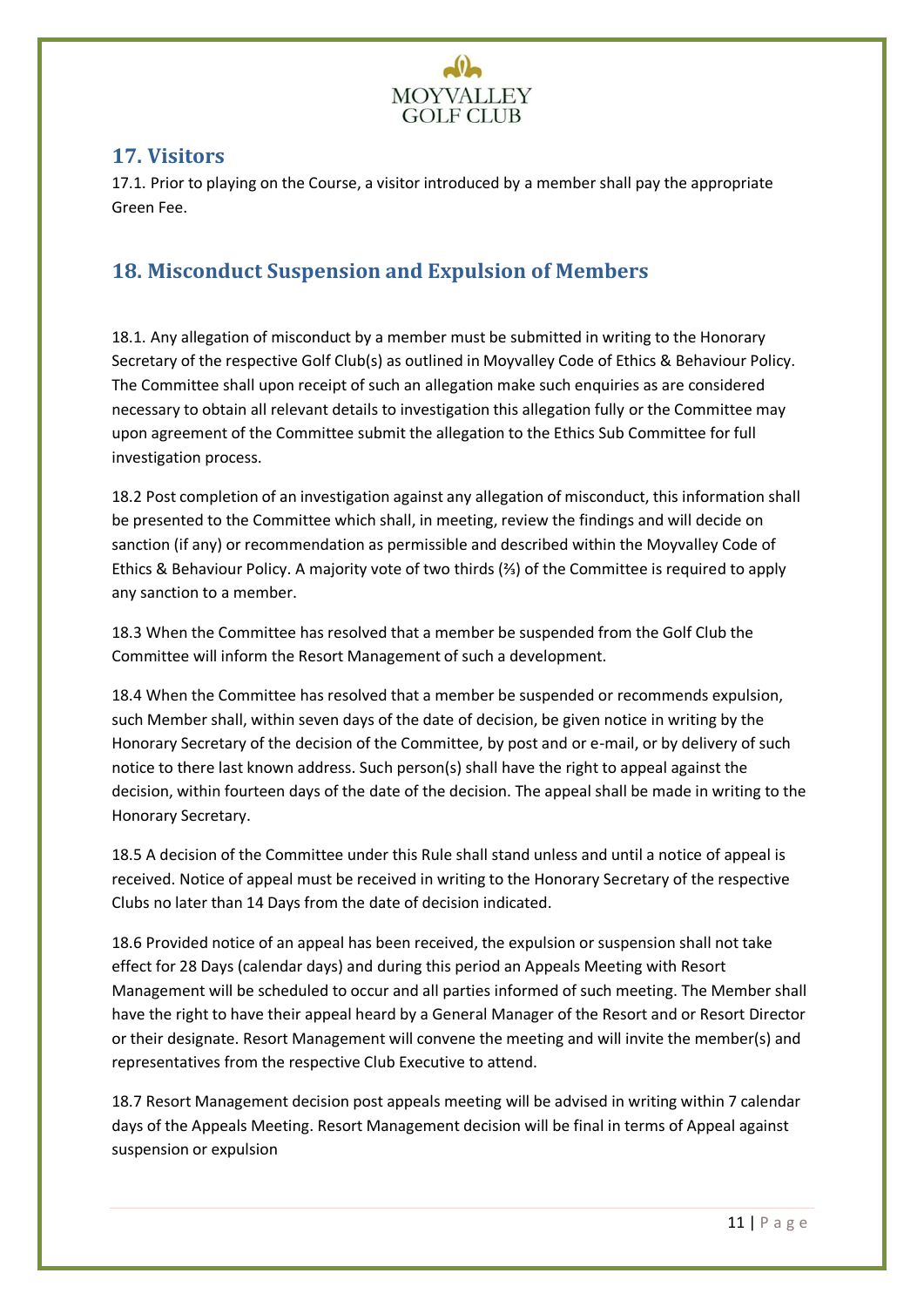## 17. Visitors

17.1. Prior to playing on the Course, a visitor introduced by a member shall pay the appropriate Green Fee.

## 18. Misconduct Suspension and Expulsion of Members

18.1. Any allegation of misconduct by a member must be submitted in writing to the Honorary Secretary of the respective Golf Club(s) as outlined in Moyvalley Code of Ethics & Behaviour Policy. The Committee shall upon receipt of such an allegation make such enquiries as are considered necessary to obtain all relevant details to investigation this allegation fully or the Committee may upon agreement of the Committee submit the allegation to the Ethics Sub Committee for full investigation process.

18.2 Post completion of an investigation against any allegation of misconduct, this information shall be presented to the Committee which shall, in meeting, review the findings and will decide on sanction (if any) or recommendation as permissible and described within the Moyvalley Code of Ethics & Behaviour Policy. A majority vote of two thirds (⅔) of the Committee is required to apply any sanction to a member.

18.3 When the Committee has resolved that a member be suspended from the Golf Club the Committee will inform the Resort Management of such a development.

18.4 When the Committee has resolved that a member be suspended or recommends expulsion, such Member shall, within seven days of the date of decision, be given notice in writing by the Honorary Secretary of the decision of the Committee, by post and or e-mail, or by delivery of such notice to there last known address. Such person(s) shall have the right to appeal against the decision, within fourteen days of the date of the decision. The appeal shall be made in writing to the Honorary Secretary.

18.5 A decision of the Committee under this Rule shall stand unless and until a notice of appeal is received. Notice of appeal must be received in writing to the Honorary Secretary of the respective Clubs no later than 14 Days from the date of decision indicated.

18.6 Provided notice of an appeal has been received, the expulsion or suspension shall not take effect for 28 Days (calendar days) and during this period an Appeals Meeting with Resort Management will be scheduled to occur and all parties informed of such meeting. The Member shall have the right to have their appeal heard by a General Manager of the Resort and or Resort Director or their designate. Resort Management will convene the meeting and will invite the member(s) and representatives from the respective Club Executive to attend.

18.7 Resort Management decision post appeals meeting will be advised in writing within 7 calendar days of the Appeals Meeting. Resort Management decision will be final in terms of Appeal against suspension or expulsion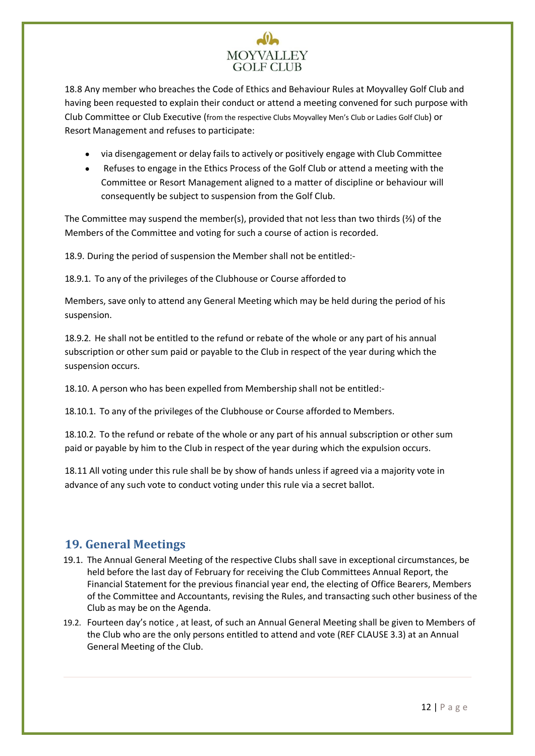18.8 Any member who breaches the Code of Ethics and Behaviour Rules at Moyvalley Golf Club and having been requested to explain their conduct or attend a meeting convened for such purpose with Club Committee or Club Executive (from the respective Clubs Moyvalley Men's Club or Ladies Golf Club) or Resort Management and refuses to participate:

- via disengagement or delay fails to actively or positively engage with Club Committee
- Refuses to engage in the Ethics Process of the Golf Club or attend a meeting with the Committee or Resort Management aligned to a matter of discipline or behaviour will consequently be subject to suspension from the Golf Club.

The Committee may suspend the member(s), provided that not less than two thirds (⅔) of the Members of the Committee and voting for such a course of action is recorded.

18.9. During the period of suspension the Member shall not be entitled:-

18.9.1. To any of the privileges of the Clubhouse or Course afforded to

Members, save only to attend any General Meeting which may be held during the period of his suspension.

18.9.2. He shall not be entitled to the refund or rebate of the whole or any part of his annual subscription or other sum paid or payable to the Club in respect of the year during which the suspension occurs.

18.10. A person who has been expelled from Membership shall not be entitled:-

18.10.1. To any of the privileges of the Clubhouse or Course afforded to Members.

18.10.2. To the refund or rebate of the whole or any part of his annual subscription or other sum paid or payable by him to the Club in respect of the year during which the expulsion occurs.

18.11 All voting under this rule shall be by show of hands unless if agreed via a majority vote in advance of any such vote to conduct voting under this rule via a secret ballot.

## 19. General Meetings

19.1. The Annual General Meeting of the respective Clubs shall save in exceptional circumstances, be held before the last day of February for receiving the Club Committees Annual Report, the Financial Statement for the previous financial year end, the electing of Office Bearers, Members of the Committee and Accountants, revising the Rules, and transacting such other business of the Club as may be on the Agenda.

19.2. Fourteen day's notice , at least, of such an Annual General Meeting shall be given to Members of the Club who are the only persons entitled to attend and vote (REF CLAUSE 3.3) at an Annual General Meeting of the Club.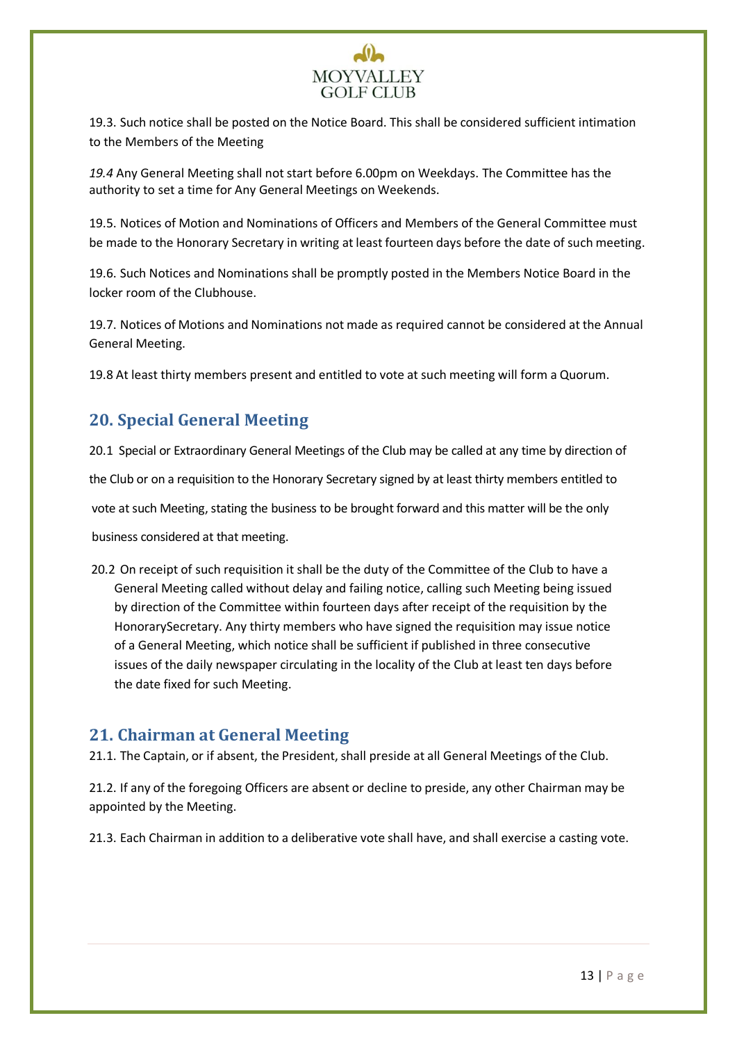19.3. Such notice shall be posted on the Notice Board. This shall be considered sufficient intimation to the Members of the Meeting

*19.4* Any General Meeting shall not start before 6.00pm on Weekdays. The Committee has the authority to set a time for Any General Meetings on Weekends.

19.5. Notices of Motion and Nominations of Officers and Members of the General Committee must be made to the Honorary Secretary in writing at least fourteen days before the date of such meeting.

19.6. Such Notices and Nominations shall be promptly posted in the Members Notice Board in the locker room of the Clubhouse.

19.7. Notices of Motions and Nominations not made as required cannot be considered at the Annual General Meeting.

19.8 At least thirty members present and entitled to vote at such meeting will form a Quorum.

## 20. Special General Meeting

20.1 Special or Extraordinary General Meetings of the Club may be called at any time by direction of the Club or on a requisition to the Honorary Secretary signed by at least thirty members entitled to vote at such Meeting, stating the business to be brought forward and this matter will be the only business considered at that meeting.

20.2 On receipt of such requisition it shall be the duty of the Committee of the Club to have a General Meeting called without delay and failing notice, calling such Meeting being issued by direction of the Committee within fourteen days after receipt of the requisition by the HonorarySecretary. Any thirty members who have signed the requisition may issue notice of a General Meeting, which notice shall be sufficient if published in three consecutive issues of the daily newspaper circulating in the locality of the Club at least ten days before the date fixed for such Meeting.

## 21. Chairman at General Meeting

21.1. The Captain, or if absent, the President, shall preside at all General Meetings of the Club.

21.2. If any of the foregoing Officers are absent or decline to preside, any other Chairman may be appointed by the Meeting.

21.3. Each Chairman in addition to a deliberative vote shall have, and shall exercise a casting vote.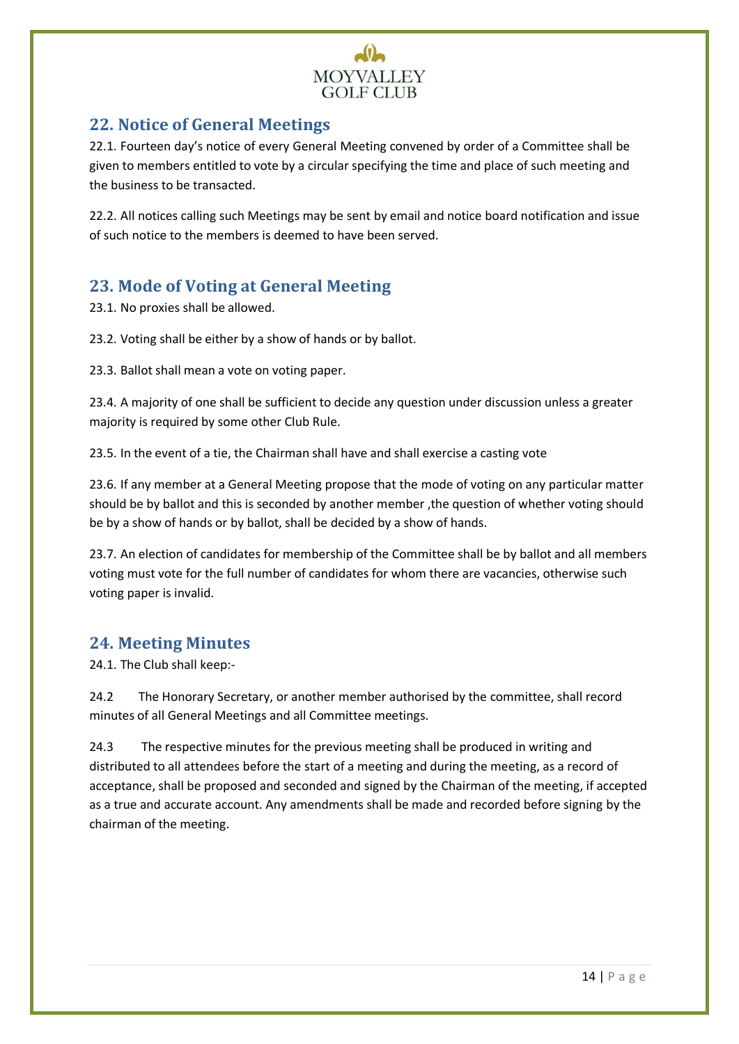## 22. Notice of General Meetings

22.1. Fourteen day's notice of every General Meeting convened by order of a Committee shall be given to members entitled to vote by a circular specifying the time and place of such meeting and the business to be transacted.

22.2. All notices calling such Meetings may be sent by email and notice board notification and issue of such notice to the members is deemed to have been served.

## 23. Mode of Voting at General Meeting

23.1. No proxies shall be allowed.

23.2. Voting shall be either by a show of hands or by ballot.

23.3. Ballot shall mean a vote on voting paper.

23.4. A majority of one shall be sufficient to decide any question under discussion unless a greater majority is required by some other Club Rule.

23.5. In the event of a tie, the Chairman shall have and shall exercise a casting vote

23.6. If any member at a General Meeting propose that the mode of voting on any particular matter should be by ballot and this is seconded by another member ,the question of whether voting should be by a show of hands or by ballot, shall be decided by a show of hands.

23.7. An election of candidates for membership of the Committee shall be by ballot and all members voting must vote for the full number of candidates for whom there are vacancies, otherwise such voting paper is invalid.

## 24. Meeting Minutes

24.1. The Club shall keep:-

24.2 The Honorary Secretary, or another member authorised by the committee, shall record minutes of all General Meetings and all Committee meetings.

24.3 The respective minutes for the previous meeting shall be produced in writing and distributed to all attendees before the start of a meeting and during the meeting, as a record of acceptance, shall be proposed and seconded and signed by the Chairman of the meeting, if accepted as a true and accurate account. Any amendments shall be made and recorded before signing by the chairman of the meeting.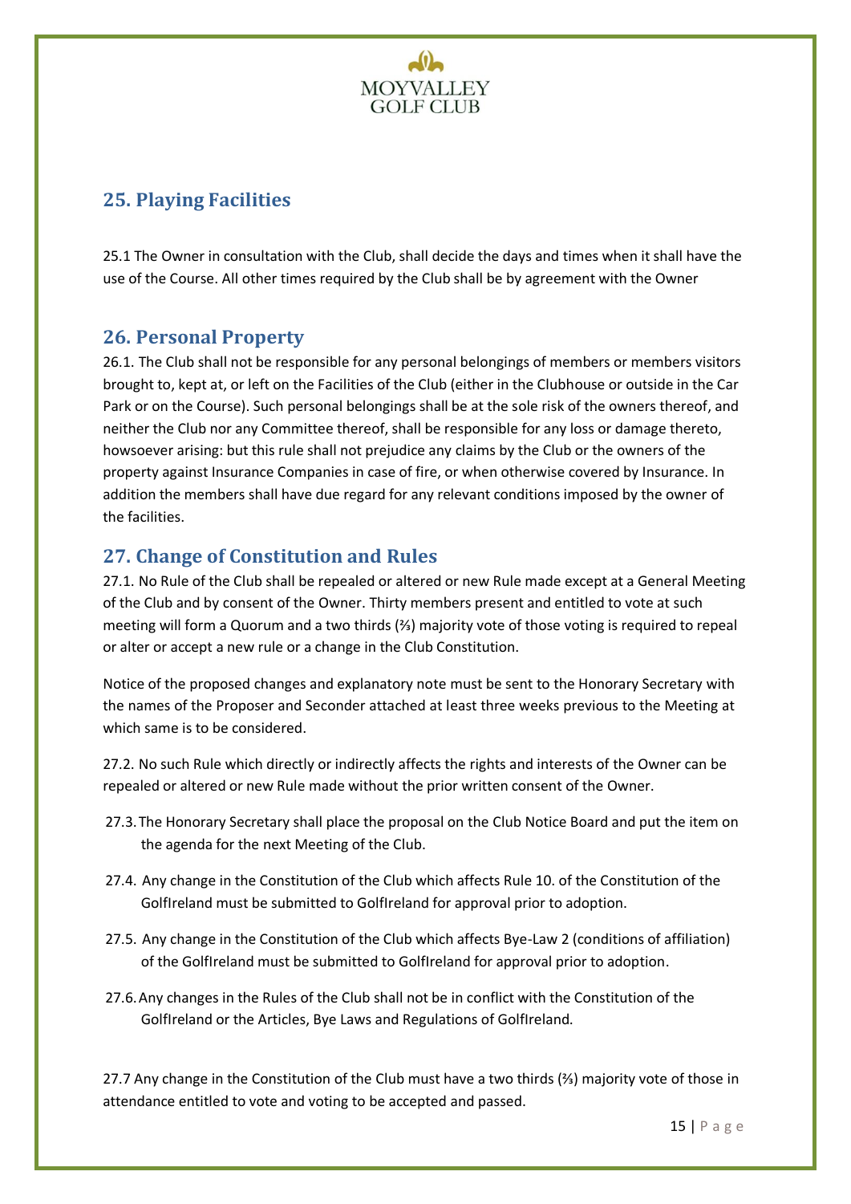## 25. Playing Facilities

25.1 The Owner in consultation with the Club, shall decide the days and times when it shall have the use of the Course. All other times required by the Club shall be by agreement with the Owner

## 26. Personal Property

26.1. The Club shall not be responsible for any personal belongings of members or members visitors brought to, kept at, or left on the Facilities of the Club (either in the Clubhouse or outside in the Car Park or on the Course). Such personal belongings shall be at the sole risk of the owners thereof, and neither the Club nor any Committee thereof, shall be responsible for any loss or damage thereto, howsoever arising: but this rule shall not prejudice any claims by the Club or the owners of the property against Insurance Companies in case of fire, or when otherwise covered by Insurance. In addition the members shall have due regard for any relevant conditions imposed by the owner of the facilities.

## 27. Change of Constitution and Rules

27.1. No Rule of the Club shall be repealed or altered or new Rule made except at a General Meeting of the Club and by consent of the Owner. Thirty members present and entitled to vote at such meeting will form a Quorum and a two thirds (⅔) majority vote of those voting is required to repeal or alter or accept a new rule or a change in the Club Constitution.

Notice of the proposed changes and explanatory note must be sent to the Honorary Secretary with the names of the Proposer and Seconder attached at least three weeks previous to the Meeting at which same is to be considered.

27.2. No such Rule which directly or indirectly affects the rights and interests of the Owner can be repealed or altered or new Rule made without the prior written consent of the Owner.

27.3. The Honorary Secretary shall place the proposal on the Club Notice Board and put the item on the agenda for the next Meeting of the Club.

27.4. Any change in the Constitution of the Club which affects Rule 10. of the Constitution of the GolfIreland must be submitted to GolfIreland for approval prior to adoption.

27.5. Any change in the Constitution of the Club which affects Bye-Law 2 (conditions of affiliation) of the GolfIreland must be submitted to GolfIreland for approval prior to adoption.

27.6. Any changes in the Rules of the Club shall not be in conflict with the Constitution of the GolfIreland or the Articles, Bye Laws and Regulations of GolfIreland.

27.7 Any change in the Constitution of the Club must have a two thirds (⅔) majority vote of those in attendance entitled to vote and voting to be accepted and passed.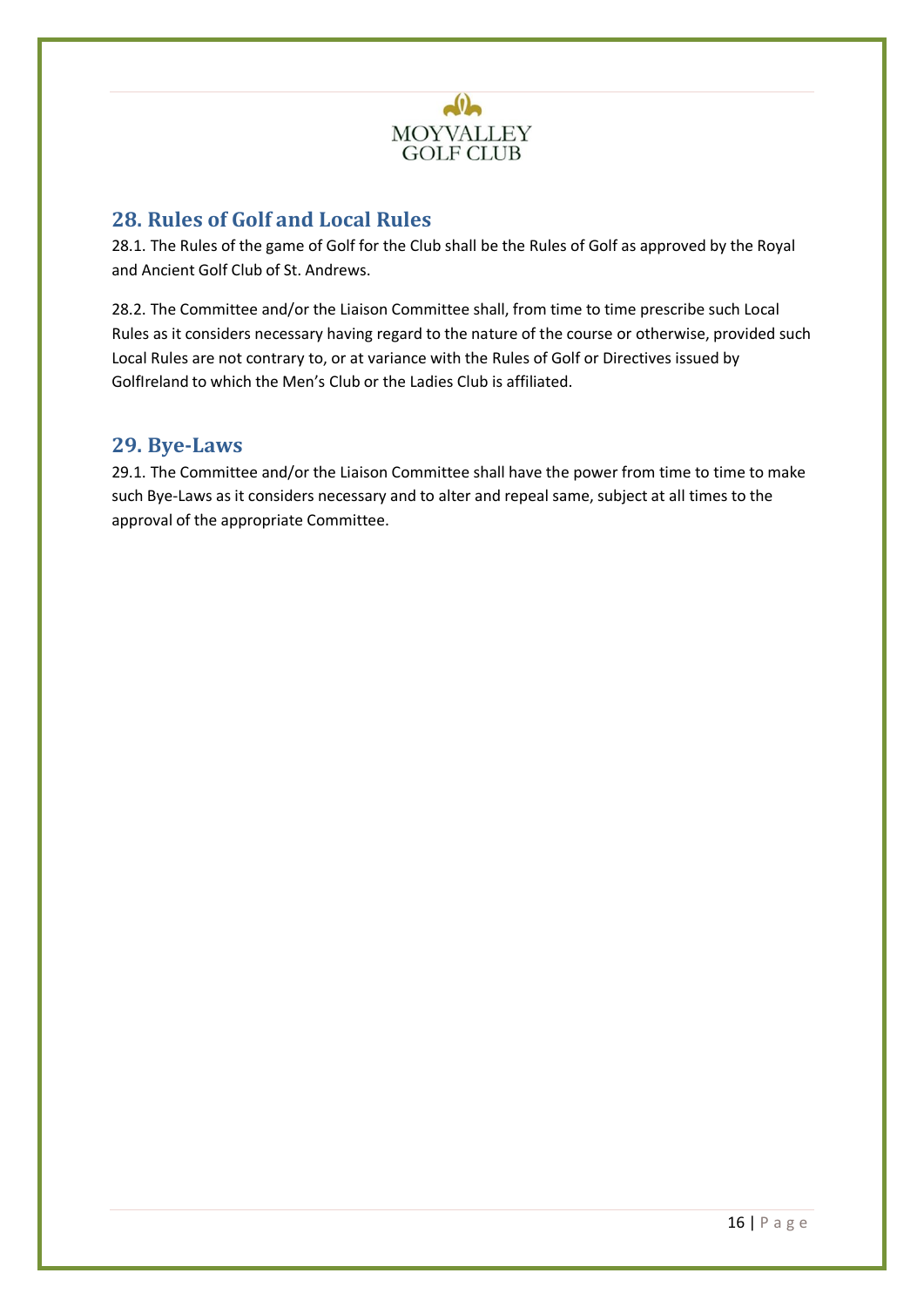## 28. Rules of Golf and Local Rules

28.1. The Rules of the game of Golf for the Club shall be the Rules of Golf as approved by the Royal and Ancient Golf Club of St. Andrews.

28.2. The Committee and/or the Liaison Committee shall, from time to time prescribe such Local Rules as it considers necessary having regard to the nature of the course or otherwise, provided such Local Rules are not contrary to, or at variance with the Rules of Golf or Directives issued by GolfIreland to which the Men's Club or the Ladies Club is affiliated.

## 29. Bye-Laws

29.1. The Committee and/or the Liaison Committee shall have the power from time to time to make such Bye-Laws as it considers necessary and to alter and repeal same, subject at all times to the approval of the appropriate Committee.